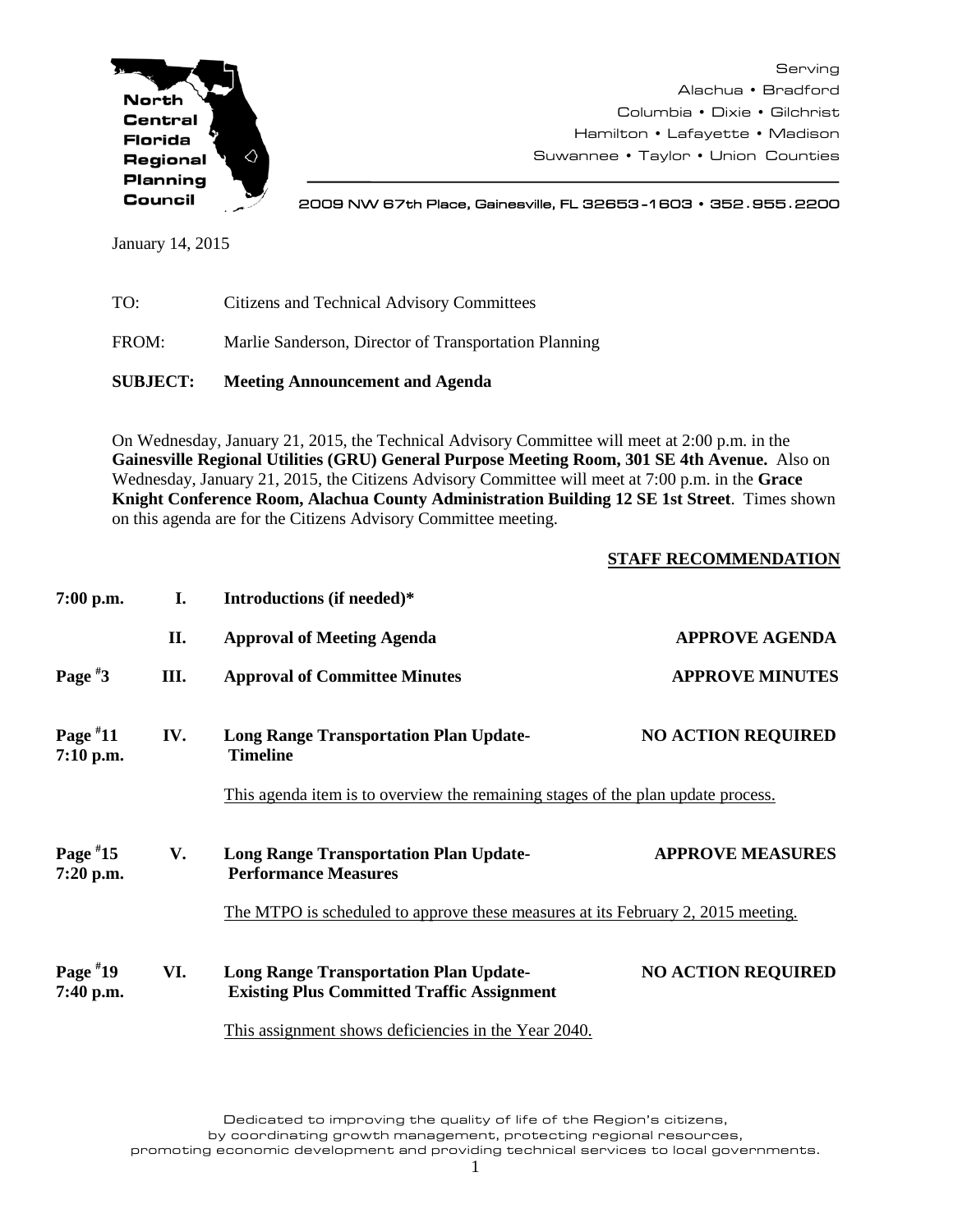North Central Florida Regional Planning Council

Serving
Alachua • Bradford
Columbia • Dixie • Gilchrist
Hamilton • Lafayette • Madison
Suwannee • Taylor • Union Counties

2009 NW 67th Place, Gainesville, FL 32653-1603 • 352.955.2200

January 14, 2015

TO: Citizens and Technical Advisory Committees

FROM: Marlie Sanderson, Director of Transportation Planning

**SUBJECT: Meeting Announcement and Agenda**

On Wednesday, January 21, 2015, the Technical Advisory Committee will meet at 2:00 p.m. in the **Gainesville Regional Utilities (GRU) General Purpose Meeting Room, 301 SE 4th Avenue.** Also on Wednesday, January 21, 2015, the Citizens Advisory Committee will meet at 7:00 p.m. in the **Grace Knight Conference Room, Alachua County Administration Building 12 SE 1st Street**. Times shown on this agenda are for the Citizens Advisory Committee meeting.

| | | | **STAFF RECOMMENDATION** |
|---|---|---|---|
| **7:00 p.m.** | **I.** | **Introductions (if needed)*** | |
| | **II.** | **Approval of Meeting Agenda** | **APPROVE AGENDA** |
| **Page #3** | **III.** | **Approval of Committee Minutes** | **APPROVE MINUTES** |
| **Page #11 7:10 p.m.** | **IV.** | **Long Range Transportation Plan Update-Timeline** | **NO ACTION REQUIRED** |
| | | This agenda item is to overview the remaining stages of the plan update process. | |
| **Page #15 7:20 p.m.** | **V.** | **Long Range Transportation Plan Update-Performance Measures** | **APPROVE MEASURES** |
| | | The MTPO is scheduled to approve these measures at its February 2, 2015 meeting. | |
| **Page #19 7:40 p.m.** | **VI.** | **Long Range Transportation Plan Update-Existing Plus Committed Traffic Assignment** | **NO ACTION REQUIRED** |
| | | This assignment shows deficiencies in the Year 2040. | |

Dedicated to improving the quality of life of the Region's citizens, by coordinating growth management, protecting regional resources, promoting economic development and providing technical services to local governments.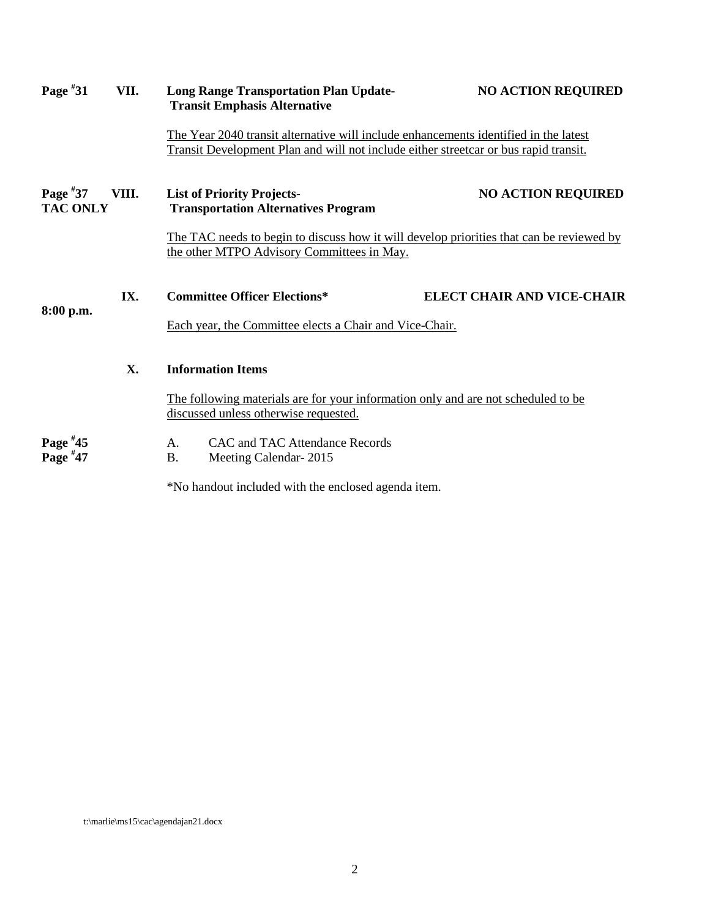**Page #31** **VII.** **Long Range Transportation Plan Update- Transit Emphasis Alternative** **NO ACTION REQUIRED**

The Year 2040 transit alternative will include enhancements identified in the latest Transit Development Plan and will not include either streetcar or bus rapid transit.

**Page #37** **VIII.** **List of Priority Projects- Transportation Alternatives Program** **NO ACTION REQUIRED**
**TAC ONLY**

The TAC needs to begin to discuss how it will develop priorities that can be reviewed by the other MTPO Advisory Committees in May.

**8:00 p.m.** **IX.** **Committee Officer Elections*** **ELECT CHAIR AND VICE-CHAIR**

Each year, the Committee elects a Chair and Vice-Chair.

**X.** **Information Items**

The following materials are for your information only and are not scheduled to be discussed unless otherwise requested.

**Page #45** A. CAC and TAC Attendance Records
**Page #47** B. Meeting Calendar- 2015

*No handout included with the enclosed agenda item.

t:\marlie\ms15\cac\agendajan21.docx